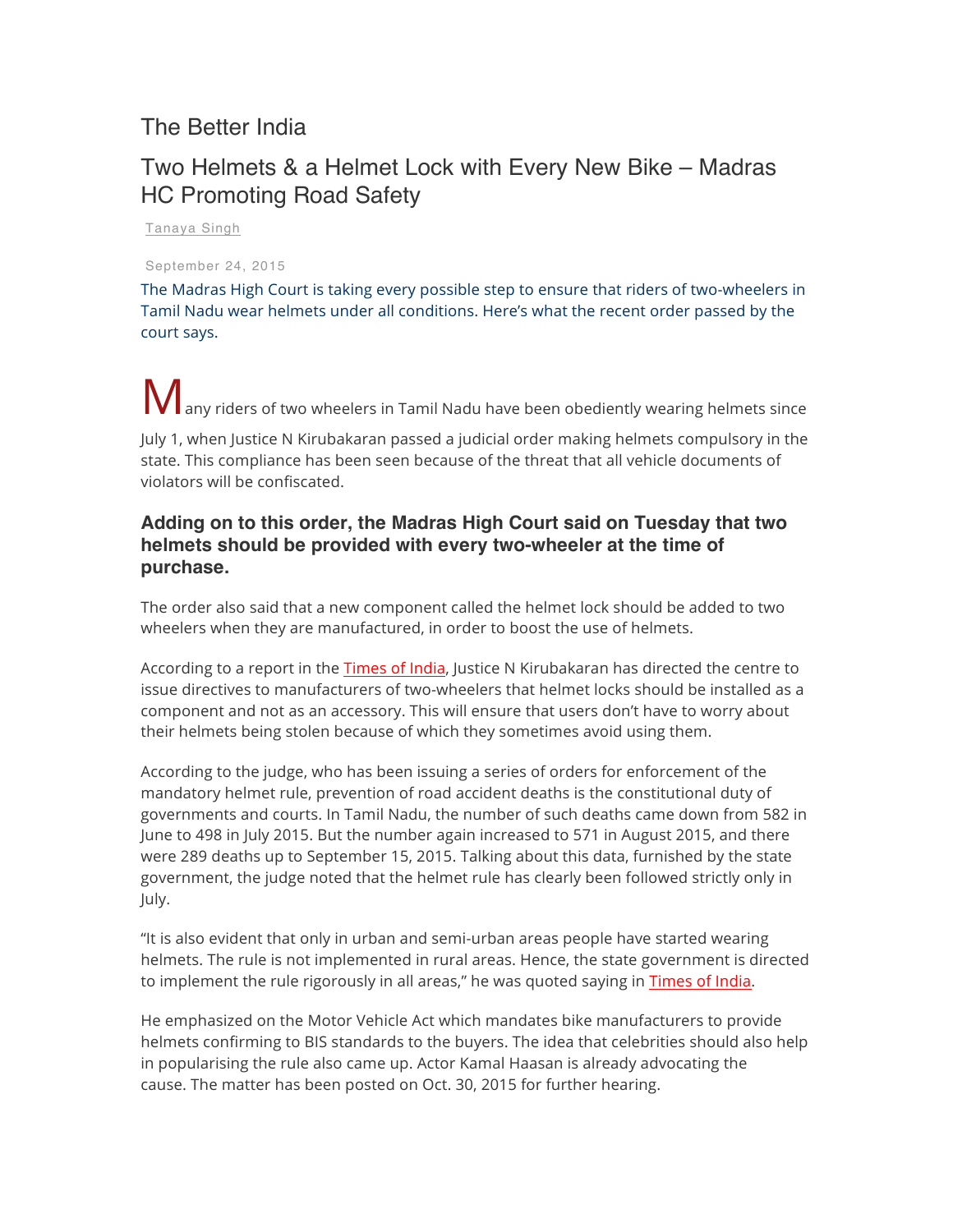The Better India

# Two Helmets & a Helmet Lock with Every New Bike – Madras HC Promoting Road Safety

Tanaya Singh

September 24, 2015

The Madras High Court is taking every possible step to ensure that riders of two-wheelers in Tamil Nadu wear helmets under all conditions. Here's what the recent order passed by the court says.

Many riders of two wheelers in Tamil Nadu have been obediently wearing helmets since July 1, when Justice N Kirubakaran passed a judicial order making helmets compulsory in the state. This compliance has been seen because of the threat that all vehicle documents of violators will be confiscated.

### Adding on to this order, the Madras High Court said on Tuesday that two helmets should be provided with every two-wheeler at the time of purchase.

The order also said that a new component called the helmet lock should be added to two wheelers when they are manufactured, in order to boost the use of helmets.

According to a report in the Times of India, Justice N Kirubakaran has directed the centre to issue directives to manufacturers of two-wheelers that helmet locks should be installed as a component and not as an accessory. This will ensure that users don't have to worry about their helmets being stolen because of which they sometimes avoid using them.

According to the judge, who has been issuing a series of orders for enforcement of the mandatory helmet rule, prevention of road accident deaths is the constitutional duty of governments and courts. In Tamil Nadu, the number of such deaths came down from 582 in June to 498 in July 2015. But the number again increased to 571 in August 2015, and there were 289 deaths up to September 15, 2015. Talking about this data, furnished by the state government, the judge noted that the helmet rule has clearly been followed strictly only in July.

"It is also evident that only in urban and semi-urban areas people have started wearing helmets. The rule is not implemented in rural areas. Hence, the state government is directed to implement the rule rigorously in all areas," he was quoted saying in Times of India.

He emphasized on the Motor Vehicle Act which mandates bike manufacturers to provide helmets confirming to BIS standards to the buyers. The idea that celebrities should also help in popularising the rule also came up. Actor Kamal Haasan is already advocating the cause. The matter has been posted on Oct. 30, 2015 for further hearing.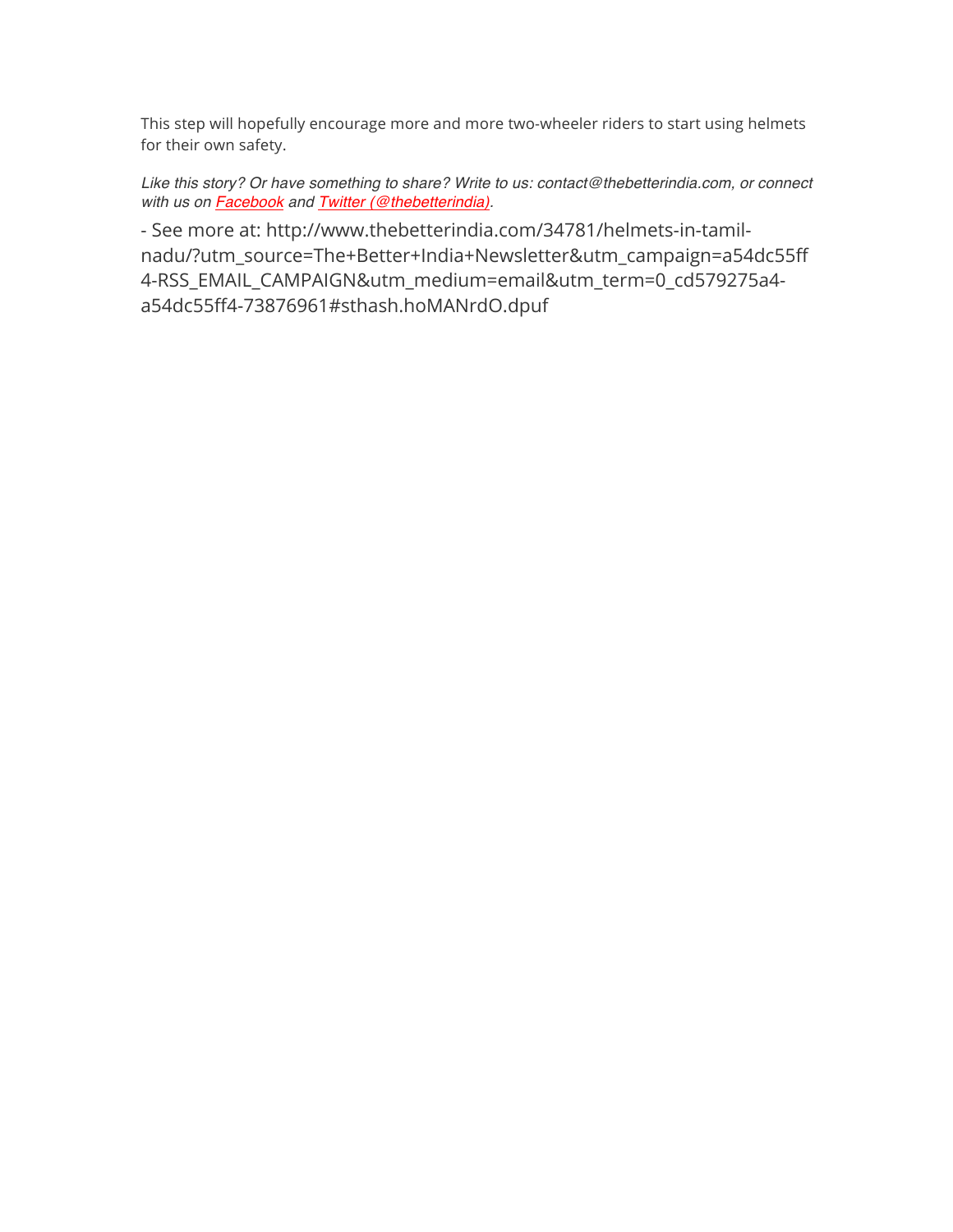This step will hopefully encourage more and more two-wheeler riders to start using helmets for their own safety.

*Like this story? Or have something to share? Write to us: contact@thebetterindia.com, or connect with us on [Facebook](#) and [Twitter (@thebetterindia)](#).*

- See more at: http://www.thebetterindia.com/34781/helmets-in-tamil-nadu/?utm_source=The+Better+India+Newsletter&utm_campaign=a54dc55ff4-RSS_EMAIL_CAMPAIGN&utm_medium=email&utm_term=0_cd579275a4-a54dc55ff4-73876961#sthash.hoMANrdO.dpuf